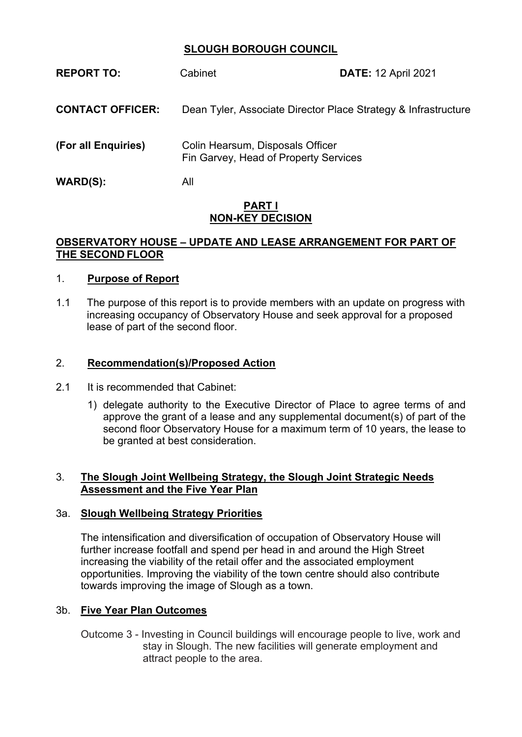# SLOUGH BOROUGH COUNCIL

| | | |
|---|---|---|
| **REPORT TO:** | Cabinet | **DATE:** 12 April 2021 |
| **CONTACT OFFICER:** | Dean Tyler, Associate Director Place Strategy & Infrastructure | |
| **(For all Enquiries)** | Colin Hearsum, Disposals Officer<br>Fin Garvey, Head of Property Services | |
| **WARD(S):** | All | |

**PART I**
**NON-KEY DECISION**

## OBSERVATORY HOUSE – UPDATE AND LEASE ARRANGEMENT FOR PART OF THE SECOND FLOOR

### 1. Purpose of Report

1.1 The purpose of this report is to provide members with an update on progress with increasing occupancy of Observatory House and seek approval for a proposed lease of part of the second floor.

### 2. Recommendation(s)/Proposed Action

2.1 It is recommended that Cabinet:

1) delegate authority to the Executive Director of Place to agree terms of and approve the grant of a lease and any supplemental document(s) of part of the second floor Observatory House for a maximum term of 10 years, the lease to be granted at best consideration.

### 3. The Slough Joint Wellbeing Strategy, the Slough Joint Strategic Needs Assessment and the Five Year Plan

#### 3a. Slough Wellbeing Strategy Priorities

The intensification and diversification of occupation of Observatory House will further increase footfall and spend per head in and around the High Street increasing the viability of the retail offer and the associated employment opportunities. Improving the viability of the town centre should also contribute towards improving the image of Slough as a town.

#### 3b. Five Year Plan Outcomes

Outcome 3 - Investing in Council buildings will encourage people to live, work and stay in Slough. The new facilities will generate employment and attract people to the area.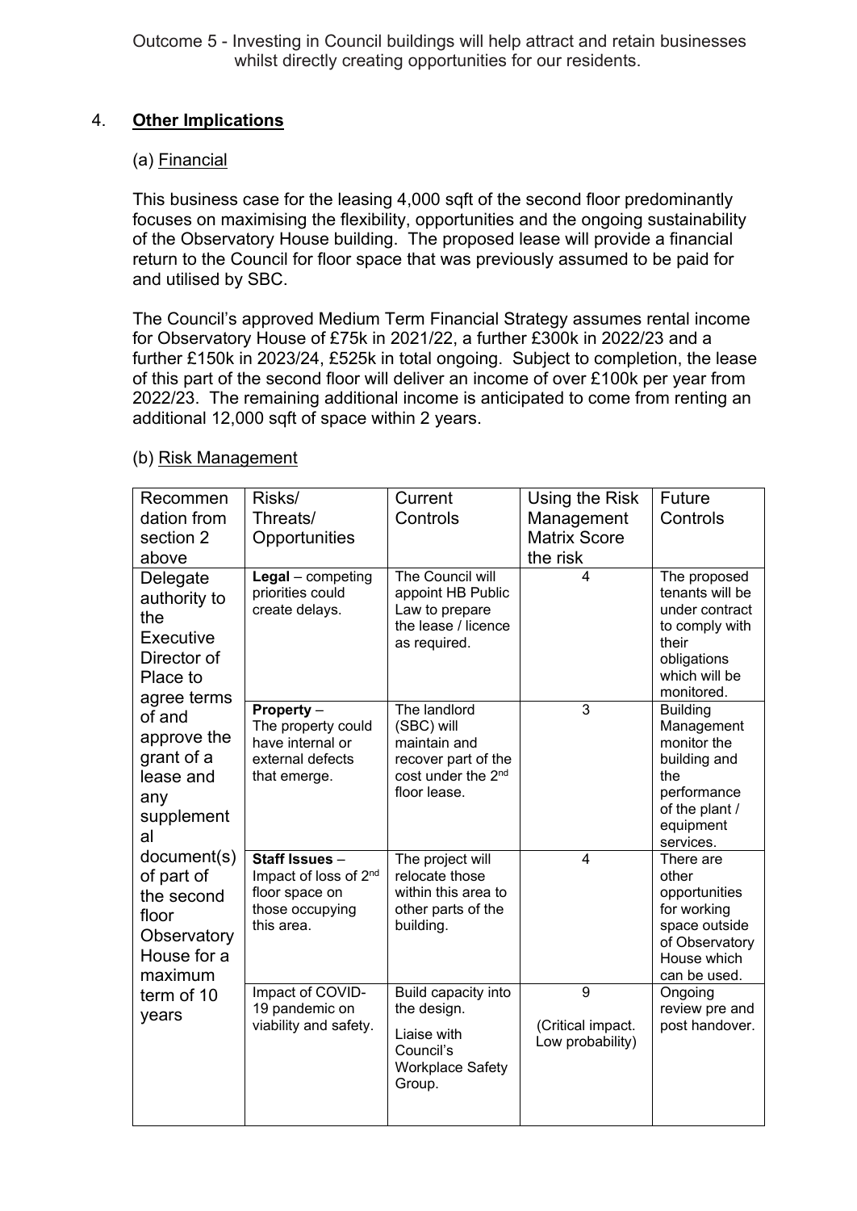Outcome 5 - Investing in Council buildings will help attract and retain businesses whilst directly creating opportunities for our residents.

## 4. Other Implications

### (a) Financial

This business case for the leasing 4,000 sqft of the second floor predominantly focuses on maximising the flexibility, opportunities and the ongoing sustainability of the Observatory House building. The proposed lease will provide a financial return to the Council for floor space that was previously assumed to be paid for and utilised by SBC.

The Council's approved Medium Term Financial Strategy assumes rental income for Observatory House of £75k in 2021/22, a further £300k in 2022/23 and a further £150k in 2023/24, £525k in total ongoing. Subject to completion, the lease of this part of the second floor will deliver an income of over £100k per year from 2022/23. The remaining additional income is anticipated to come from renting an additional 12,000 sqft of space within 2 years.

### (b) Risk Management

| Recommendation from section 2 above | Risks/ Threats/ Opportunities | Current Controls | Using the Risk Management Matrix Score the risk | Future Controls |
|---|---|---|---|---|
| Delegate authority to the Executive Director of Place to agree terms of and approve the grant of a lease and any supplemental document(s) of part of the second floor Observatory House for a maximum term of 10 years | **Legal** – competing priorities could create delays. | The Council will appoint HB Public Law to prepare the lease / licence as required. | 4 | The proposed tenants will be under contract to comply with their obligations which will be monitored. |
| | **Property** – The property could have internal or external defects that emerge. | The landlord (SBC) will maintain and recover part of the cost under the 2nd floor lease. | 3 | Building Management monitor the building and the performance of the plant / equipment services. |
| | **Staff Issues** – Impact of loss of 2nd floor space on those occupying this area. | The project will relocate those within this area to other parts of the building. | 4 | There are other opportunities for working space outside of Observatory House which can be used. |
| | Impact of COVID-19 pandemic on viability and safety. | Build capacity into the design. Liaise with Council's Workplace Safety Group. | 9 (Critical impact. Low probability) | Ongoing review pre and post handover. |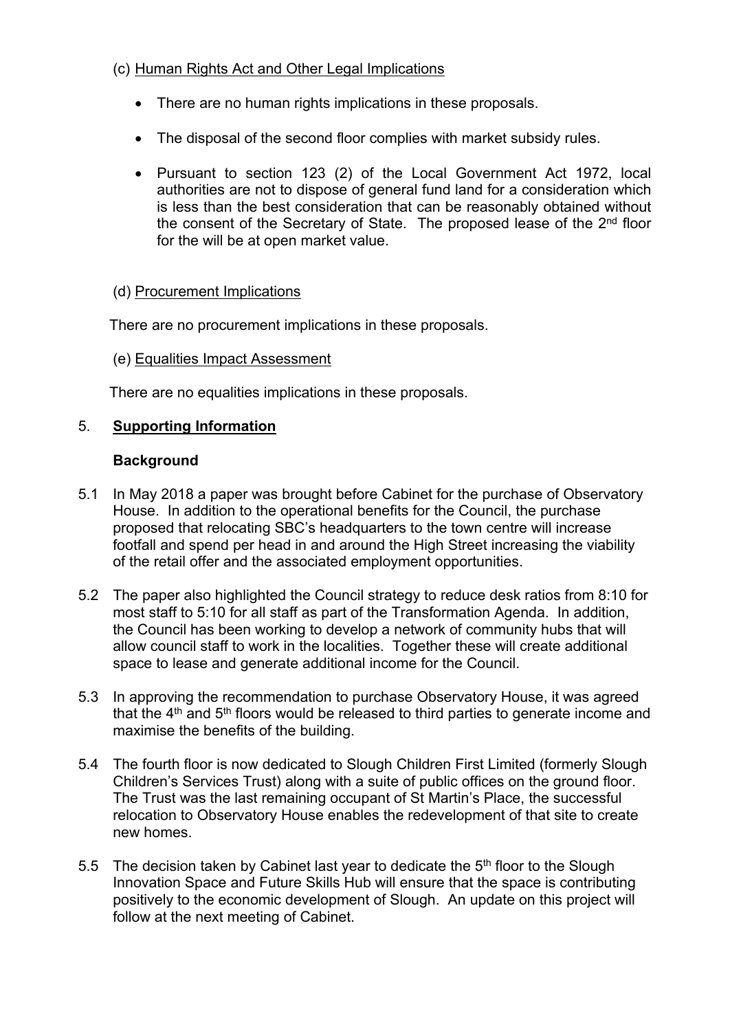(c) Human Rights Act and Other Legal Implications

- There are no human rights implications in these proposals.
- The disposal of the second floor complies with market subsidy rules.
- Pursuant to section 123 (2) of the Local Government Act 1972, local authorities are not to dispose of general fund land for a consideration which is less than the best consideration that can be reasonably obtained without the consent of the Secretary of State. The proposed lease of the 2nd floor for the will be at open market value.

(d) Procurement Implications

There are no procurement implications in these proposals.

(e) Equalities Impact Assessment

There are no equalities implications in these proposals.

## 5. Supporting Information

### Background

5.1 In May 2018 a paper was brought before Cabinet for the purchase of Observatory House. In addition to the operational benefits for the Council, the purchase proposed that relocating SBC's headquarters to the town centre will increase footfall and spend per head in and around the High Street increasing the viability of the retail offer and the associated employment opportunities.

5.2 The paper also highlighted the Council strategy to reduce desk ratios from 8:10 for most staff to 5:10 for all staff as part of the Transformation Agenda. In addition, the Council has been working to develop a network of community hubs that will allow council staff to work in the localities. Together these will create additional space to lease and generate additional income for the Council.

5.3 In approving the recommendation to purchase Observatory House, it was agreed that the 4th and 5th floors would be released to third parties to generate income and maximise the benefits of the building.

5.4 The fourth floor is now dedicated to Slough Children First Limited (formerly Slough Children's Services Trust) along with a suite of public offices on the ground floor. The Trust was the last remaining occupant of St Martin's Place, the successful relocation to Observatory House enables the redevelopment of that site to create new homes.

5.5 The decision taken by Cabinet last year to dedicate the 5th floor to the Slough Innovation Space and Future Skills Hub will ensure that the space is contributing positively to the economic development of Slough. An update on this project will follow at the next meeting of Cabinet.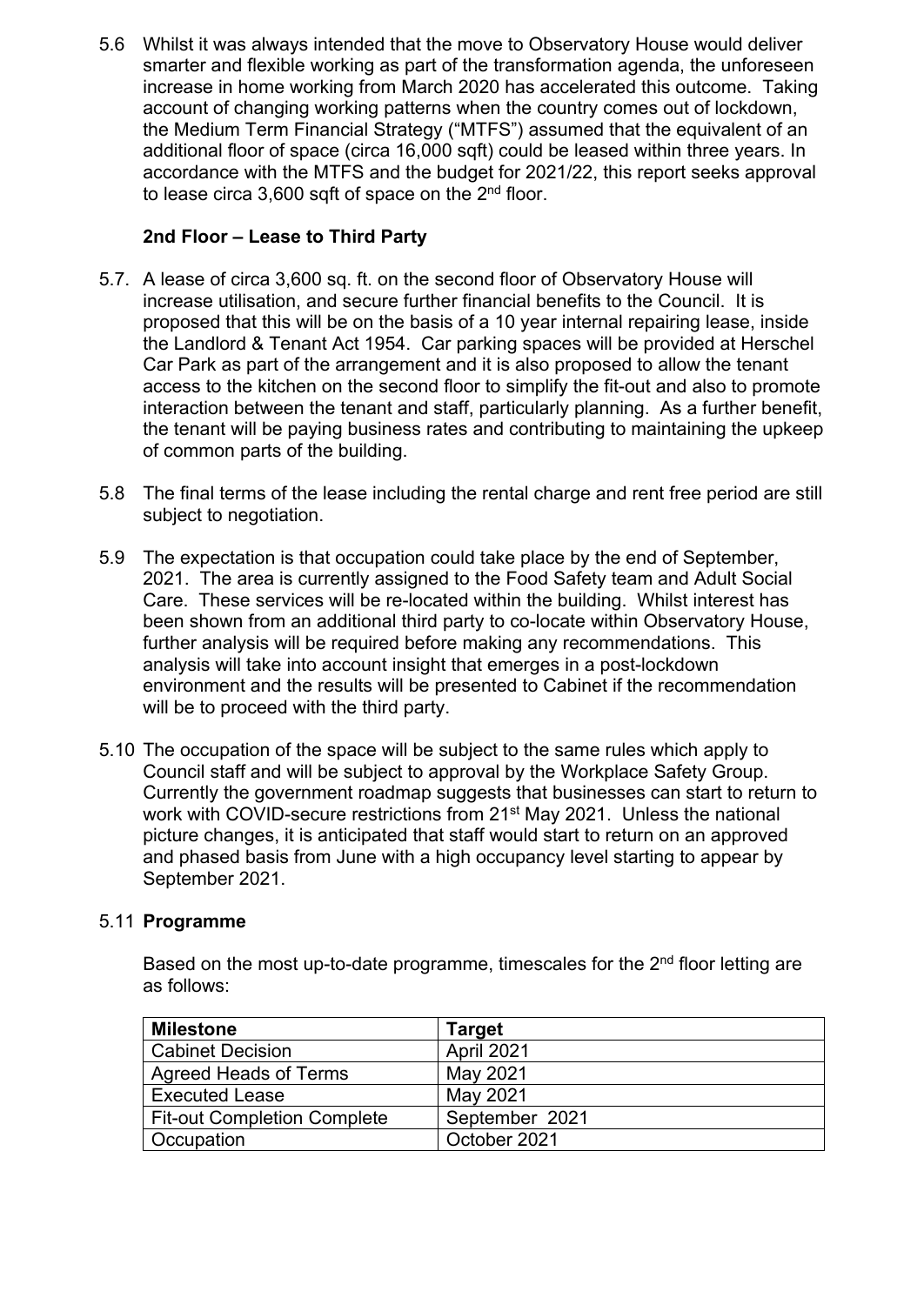5.6 Whilst it was always intended that the move to Observatory House would deliver smarter and flexible working as part of the transformation agenda, the unforeseen increase in home working from March 2020 has accelerated this outcome. Taking account of changing working patterns when the country comes out of lockdown, the Medium Term Financial Strategy ("MTFS") assumed that the equivalent of an additional floor of space (circa 16,000 sqft) could be leased within three years. In accordance with the MTFS and the budget for 2021/22, this report seeks approval to lease circa 3,600 sqft of space on the 2nd floor.

**2nd Floor – Lease to Third Party**

5.7. A lease of circa 3,600 sq. ft. on the second floor of Observatory House will increase utilisation, and secure further financial benefits to the Council. It is proposed that this will be on the basis of a 10 year internal repairing lease, inside the Landlord & Tenant Act 1954. Car parking spaces will be provided at Herschel Car Park as part of the arrangement and it is also proposed to allow the tenant access to the kitchen on the second floor to simplify the fit-out and also to promote interaction between the tenant and staff, particularly planning. As a further benefit, the tenant will be paying business rates and contributing to maintaining the upkeep of common parts of the building.

5.8 The final terms of the lease including the rental charge and rent free period are still subject to negotiation.

5.9 The expectation is that occupation could take place by the end of September, 2021. The area is currently assigned to the Food Safety team and Adult Social Care. These services will be re-located within the building. Whilst interest has been shown from an additional third party to co-locate within Observatory House, further analysis will be required before making any recommendations. This analysis will take into account insight that emerges in a post-lockdown environment and the results will be presented to Cabinet if the recommendation will be to proceed with the third party.

5.10 The occupation of the space will be subject to the same rules which apply to Council staff and will be subject to approval by the Workplace Safety Group. Currently the government roadmap suggests that businesses can start to return to work with COVID-secure restrictions from 21st May 2021. Unless the national picture changes, it is anticipated that staff would start to return on an approved and phased basis from June with a high occupancy level starting to appear by September 2021.

5.11 **Programme**

Based on the most up-to-date programme, timescales for the 2nd floor letting are as follows:

| Milestone | Target |
|---|---|
| Cabinet Decision | April 2021 |
| Agreed Heads of Terms | May 2021 |
| Executed Lease | May 2021 |
| Fit-out Completion Complete | September 2021 |
| Occupation | October 2021 |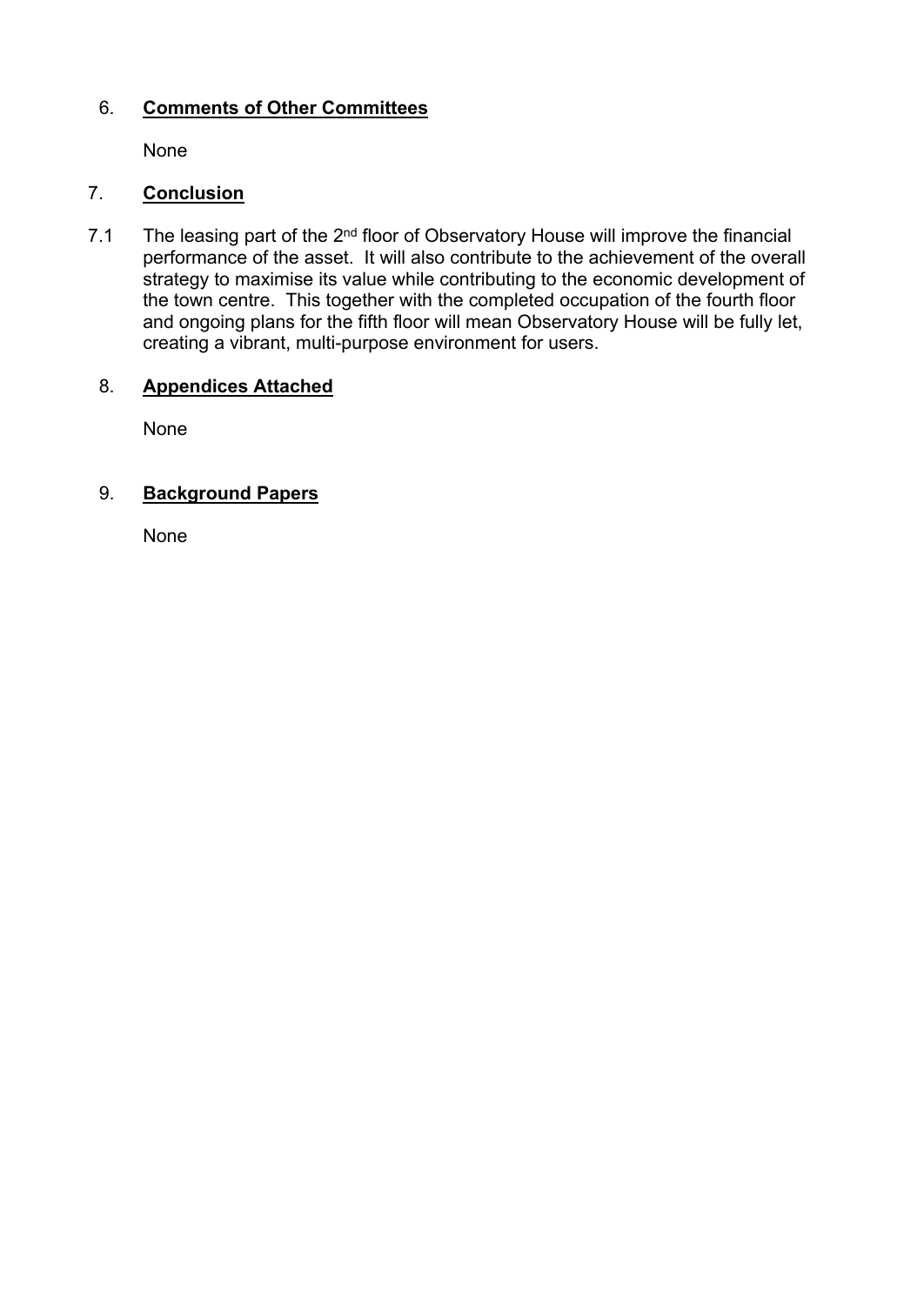## 6. **Comments of Other Committees**

None

## 7. **Conclusion**

7.1 The leasing part of the 2nd floor of Observatory House will improve the financial performance of the asset. It will also contribute to the achievement of the overall strategy to maximise its value while contributing to the economic development of the town centre. This together with the completed occupation of the fourth floor and ongoing plans for the fifth floor will mean Observatory House will be fully let, creating a vibrant, multi-purpose environment for users.

## 8. **Appendices Attached**

None

## 9. **Background Papers**

None